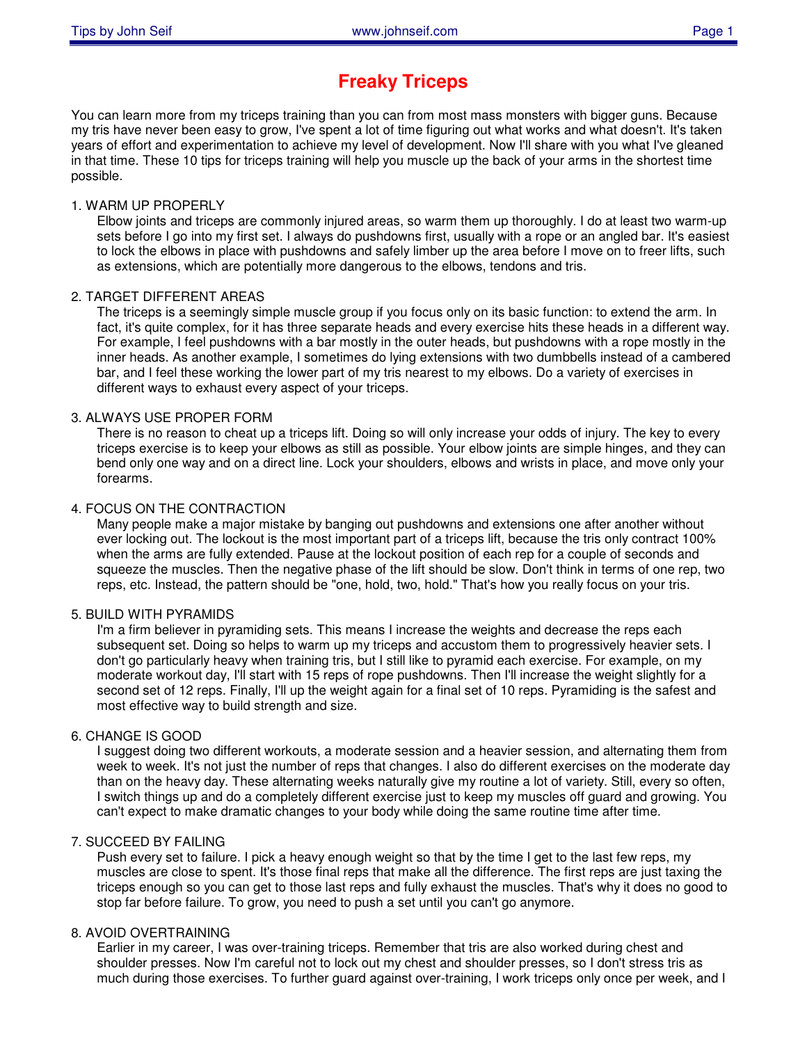# Freaky Triceps

You can learn more from my triceps training than you can from most mass monsters with bigger guns. Because my tris have never been easy to grow, I've spent a lot of time figuring out what works and what doesn't. It's taken years of effort and experimentation to achieve my level of development. Now I'll share with you what I've gleaned in that time. These 10 tips for triceps training will help you muscle up the back of your arms in the shortest time possible.

1. WARM UP PROPERLY

   Elbow joints and triceps are commonly injured areas, so warm them up thoroughly. I do at least two warm-up sets before I go into my first set. I always do pushdowns first, usually with a rope or an angled bar. It's easiest to lock the elbows in place with pushdowns and safely limber up the area before I move on to freer lifts, such as extensions, which are potentially more dangerous to the elbows, tendons and tris.

2. TARGET DIFFERENT AREAS

   The triceps is a seemingly simple muscle group if you focus only on its basic function: to extend the arm. In fact, it's quite complex, for it has three separate heads and every exercise hits these heads in a different way. For example, I feel pushdowns with a bar mostly in the outer heads, but pushdowns with a rope mostly in the inner heads. As another example, I sometimes do lying extensions with two dumbbells instead of a cambered bar, and I feel these working the lower part of my tris nearest to my elbows. Do a variety of exercises in different ways to exhaust every aspect of your triceps.

3. ALWAYS USE PROPER FORM

   There is no reason to cheat up a triceps lift. Doing so will only increase your odds of injury. The key to every triceps exercise is to keep your elbows as still as possible. Your elbow joints are simple hinges, and they can bend only one way and on a direct line. Lock your shoulders, elbows and wrists in place, and move only your forearms.

4. FOCUS ON THE CONTRACTION

   Many people make a major mistake by banging out pushdowns and extensions one after another without ever locking out. The lockout is the most important part of a triceps lift, because the tris only contract 100% when the arms are fully extended. Pause at the lockout position of each rep for a couple of seconds and squeeze the muscles. Then the negative phase of the lift should be slow. Don't think in terms of one rep, two reps, etc. Instead, the pattern should be "one, hold, two, hold." That's how you really focus on your tris.

5. BUILD WITH PYRAMIDS

   I'm a firm believer in pyramiding sets. This means I increase the weights and decrease the reps each subsequent set. Doing so helps to warm up my triceps and accustom them to progressively heavier sets. I don't go particularly heavy when training tris, but I still like to pyramid each exercise. For example, on my moderate workout day, I'll start with 15 reps of rope pushdowns. Then I'll increase the weight slightly for a second set of 12 reps. Finally, I'll up the weight again for a final set of 10 reps. Pyramiding is the safest and most effective way to build strength and size.

6. CHANGE IS GOOD

   I suggest doing two different workouts, a moderate session and a heavier session, and alternating them from week to week. It's not just the number of reps that changes. I also do different exercises on the moderate day than on the heavy day. These alternating weeks naturally give my routine a lot of variety. Still, every so often, I switch things up and do a completely different exercise just to keep my muscles off guard and growing. You can't expect to make dramatic changes to your body while doing the same routine time after time.

7. SUCCEED BY FAILING

   Push every set to failure. I pick a heavy enough weight so that by the time I get to the last few reps, my muscles are close to spent. It's those final reps that make all the difference. The first reps are just taxing the triceps enough so you can get to those last reps and fully exhaust the muscles. That's why it does no good to stop far before failure. To grow, you need to push a set until you can't go anymore.

8. AVOID OVERTRAINING

   Earlier in my career, I was over-training triceps. Remember that tris are also worked during chest and shoulder presses. Now I'm careful not to lock out my chest and shoulder presses, so I don't stress tris as much during those exercises. To further guard against over-training, I work triceps only once per week, and I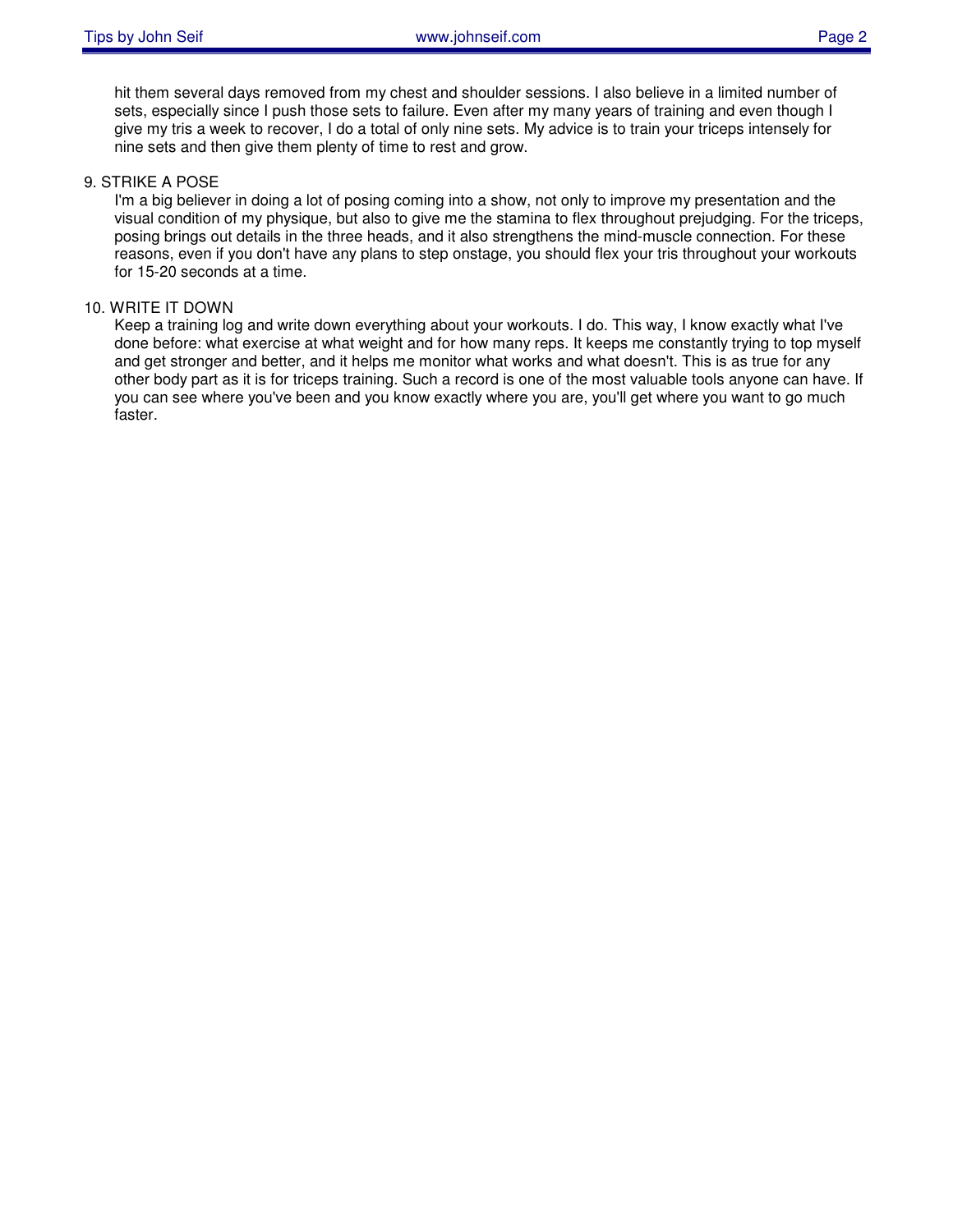hit them several days removed from my chest and shoulder sessions. I also believe in a limited number of sets, especially since I push those sets to failure. Even after my many years of training and even though I give my tris a week to recover, I do a total of only nine sets. My advice is to train your triceps intensely for nine sets and then give them plenty of time to rest and grow.

### 9. STRIKE A POSE

I'm a big believer in doing a lot of posing coming into a show, not only to improve my presentation and the visual condition of my physique, but also to give me the stamina to flex throughout prejudging. For the triceps, posing brings out details in the three heads, and it also strengthens the mind-muscle connection. For these reasons, even if you don't have any plans to step onstage, you should flex your tris throughout your workouts for 15-20 seconds at a time.

### 10. WRITE IT DOWN

Keep a training log and write down everything about your workouts. I do. This way, I know exactly what I've done before: what exercise at what weight and for how many reps. It keeps me constantly trying to top myself and get stronger and better, and it helps me monitor what works and what doesn't. This is as true for any other body part as it is for triceps training. Such a record is one of the most valuable tools anyone can have. If you can see where you've been and you know exactly where you are, you'll get where you want to go much faster.